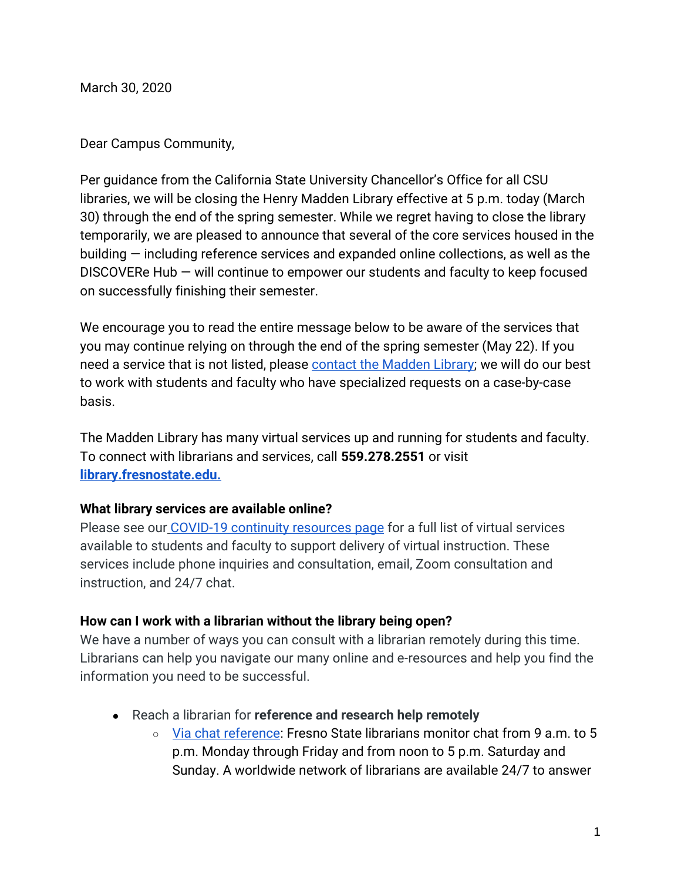March 30, 2020

Dear Campus Community,

Per guidance from the California State University Chancellor's Office for all CSU libraries, we will be closing the Henry Madden Library effective at 5 p.m. today (March 30) through the end of the spring semester. While we regret having to close the library temporarily, we are pleased to announce that several of the core services housed in the building — including reference services and expanded online collections, as well as the DISCOVERe Hub — will continue to empower our students and faculty to keep focused on successfully finishing their semester.

We encourage you to read the entire message below to be aware of the services that you may continue relying on through the end of the spring semester (May 22). If you need a service that is not listed, please contact the Madden Library; we will do our best to work with students and faculty who have specialized requests on a case-by-case basis.

The Madden Library has many virtual services up and running for students and faculty. To connect with librarians and services, call **559.278.2551** or visit **library.fresnostate.edu.**

**What library services are available online?**

Please see our COVID-19 continuity resources page for a full list of virtual services available to students and faculty to support delivery of virtual instruction. These services include phone inquiries and consultation, email, Zoom consultation and instruction, and 24/7 chat.

**How can I work with a librarian without the library being open?**

We have a number of ways you can consult with a librarian remotely during this time. Librarians can help you navigate our many online and e-resources and help you find the information you need to be successful.

- Reach a librarian for **reference and research help remotely**
  - Via chat reference: Fresno State librarians monitor chat from 9 a.m. to 5 p.m. Monday through Friday and from noon to 5 p.m. Saturday and Sunday. A worldwide network of librarians are available 24/7 to answer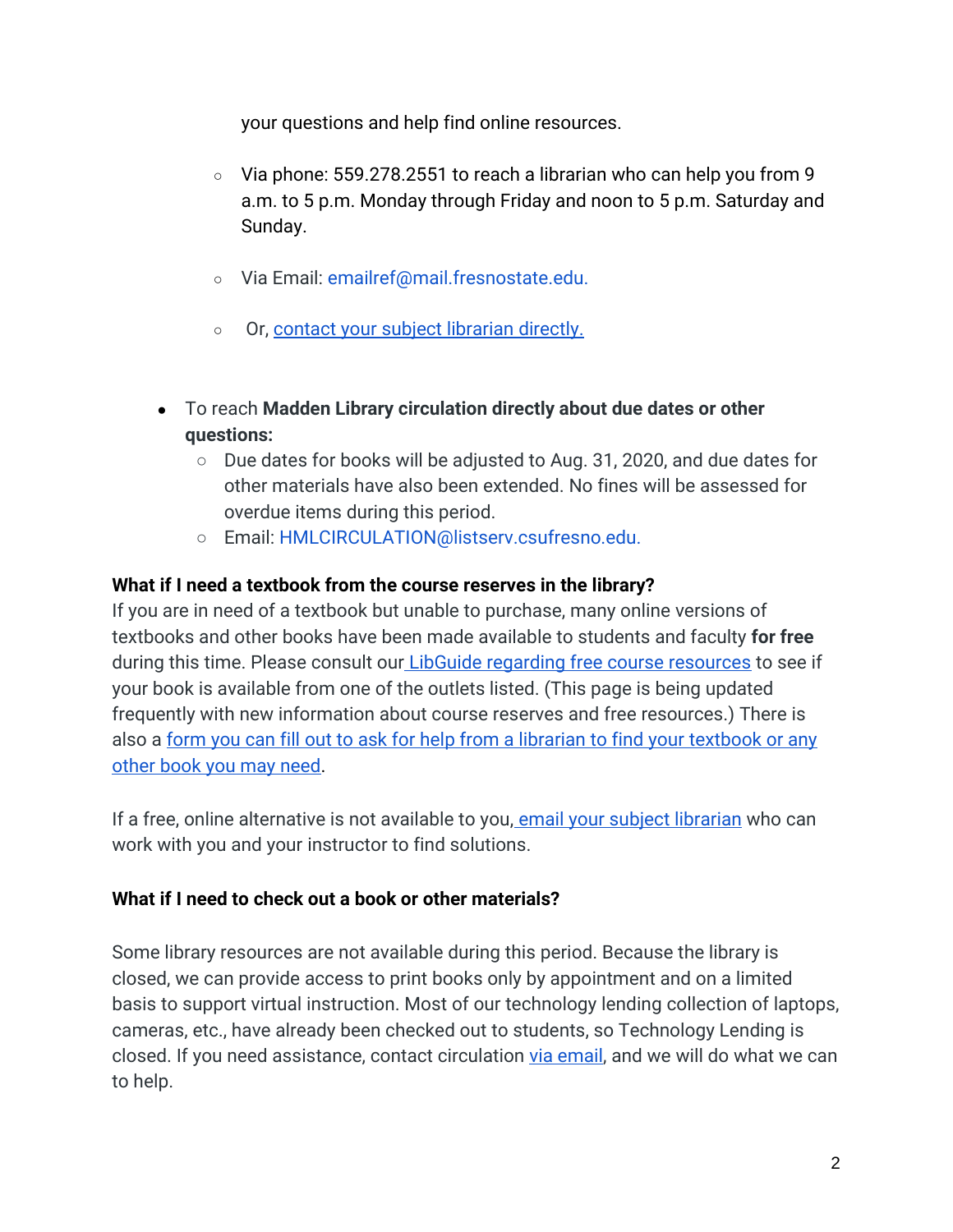your questions and help find online resources.

  - Via phone: 559.278.2551 to reach a librarian who can help you from 9 a.m. to 5 p.m. Monday through Friday and noon to 5 p.m. Saturday and Sunday.

  - Via Email: emailref@mail.fresnostate.edu.

  - Or, contact your subject librarian directly.

- To reach **Madden Library circulation directly about due dates or other questions:**
  - Due dates for books will be adjusted to Aug. 31, 2020, and due dates for other materials have also been extended. No fines will be assessed for overdue items during this period.
  - Email: HMLCIRCULATION@listserv.csufresno.edu.

**What if I need a textbook from the course reserves in the library?**

If you are in need of a textbook but unable to purchase, many online versions of textbooks and other books have been made available to students and faculty **for free** during this time. Please consult our LibGuide regarding free course resources to see if your book is available from one of the outlets listed. (This page is being updated frequently with new information about course reserves and free resources.) There is also a form you can fill out to ask for help from a librarian to find your textbook or any other book you may need.

If a free, online alternative is not available to you, email your subject librarian who can work with you and your instructor to find solutions.

**What if I need to check out a book or other materials?**

Some library resources are not available during this period. Because the library is closed, we can provide access to print books only by appointment and on a limited basis to support virtual instruction. Most of our technology lending collection of laptops, cameras, etc., have already been checked out to students, so Technology Lending is closed. If you need assistance, contact circulation via email, and we will do what we can to help.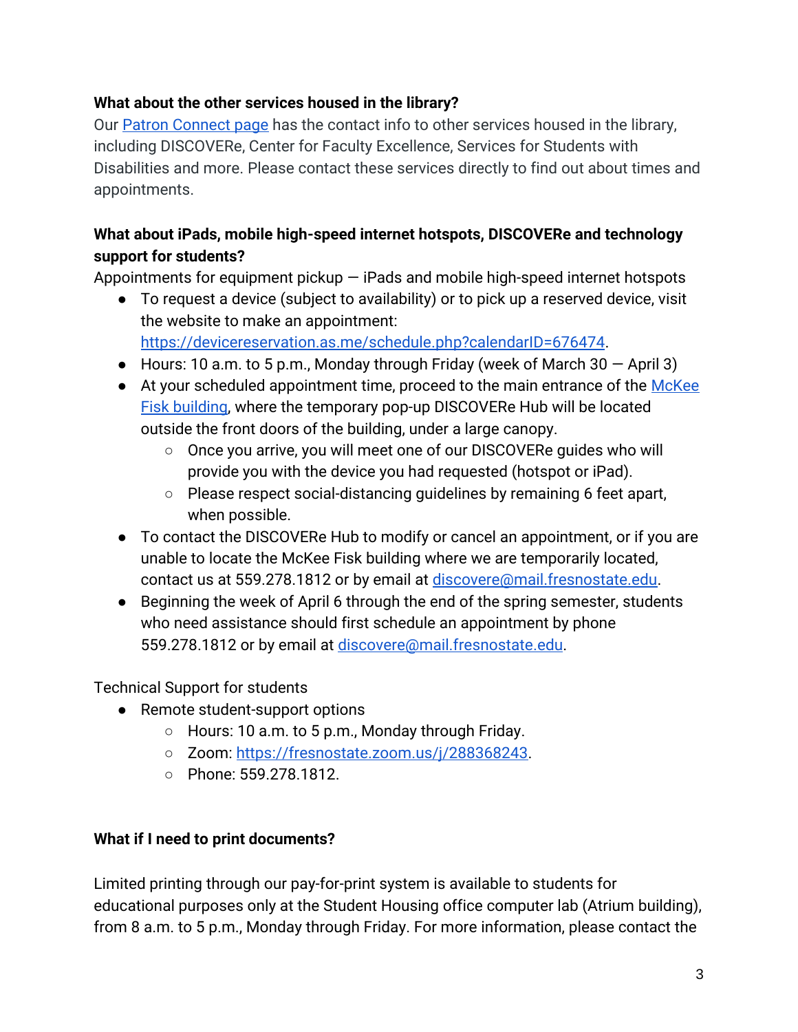**What about the other services housed in the library?**

Our [Patron Connect page]() has the contact info to other services housed in the library, including DISCOVERe, Center for Faculty Excellence, Services for Students with Disabilities and more. Please contact these services directly to find out about times and appointments.

**What about iPads, mobile high-speed internet hotspots, DISCOVERe and technology support for students?**

Appointments for equipment pickup — iPads and mobile high-speed internet hotspots

- To request a device (subject to availability) or to pick up a reserved device, visit the website to make an appointment: https://devicereservation.as.me/schedule.php?calendarID=676474.
- Hours: 10 a.m. to 5 p.m., Monday through Friday (week of March 30 — April 3)
- At your scheduled appointment time, proceed to the main entrance of the [McKee Fisk building](), where the temporary pop-up DISCOVERe Hub will be located outside the front doors of the building, under a large canopy.
    - Once you arrive, you will meet one of our DISCOVERe guides who will provide you with the device you had requested (hotspot or iPad).
    - Please respect social-distancing guidelines by remaining 6 feet apart, when possible.
- To contact the DISCOVERe Hub to modify or cancel an appointment, or if you are unable to locate the McKee Fisk building where we are temporarily located, contact us at 559.278.1812 or by email at discovere@mail.fresnostate.edu.
- Beginning the week of April 6 through the end of the spring semester, students who need assistance should first schedule an appointment by phone 559.278.1812 or by email at discovere@mail.fresnostate.edu.

Technical Support for students

- Remote student-support options
    - Hours: 10 a.m. to 5 p.m., Monday through Friday.
    - Zoom: https://fresnostate.zoom.us/j/288368243.
    - Phone: 559.278.1812.

**What if I need to print documents?**

Limited printing through our pay-for-print system is available to students for educational purposes only at the Student Housing office computer lab (Atrium building), from 8 a.m. to 5 p.m., Monday through Friday. For more information, please contact the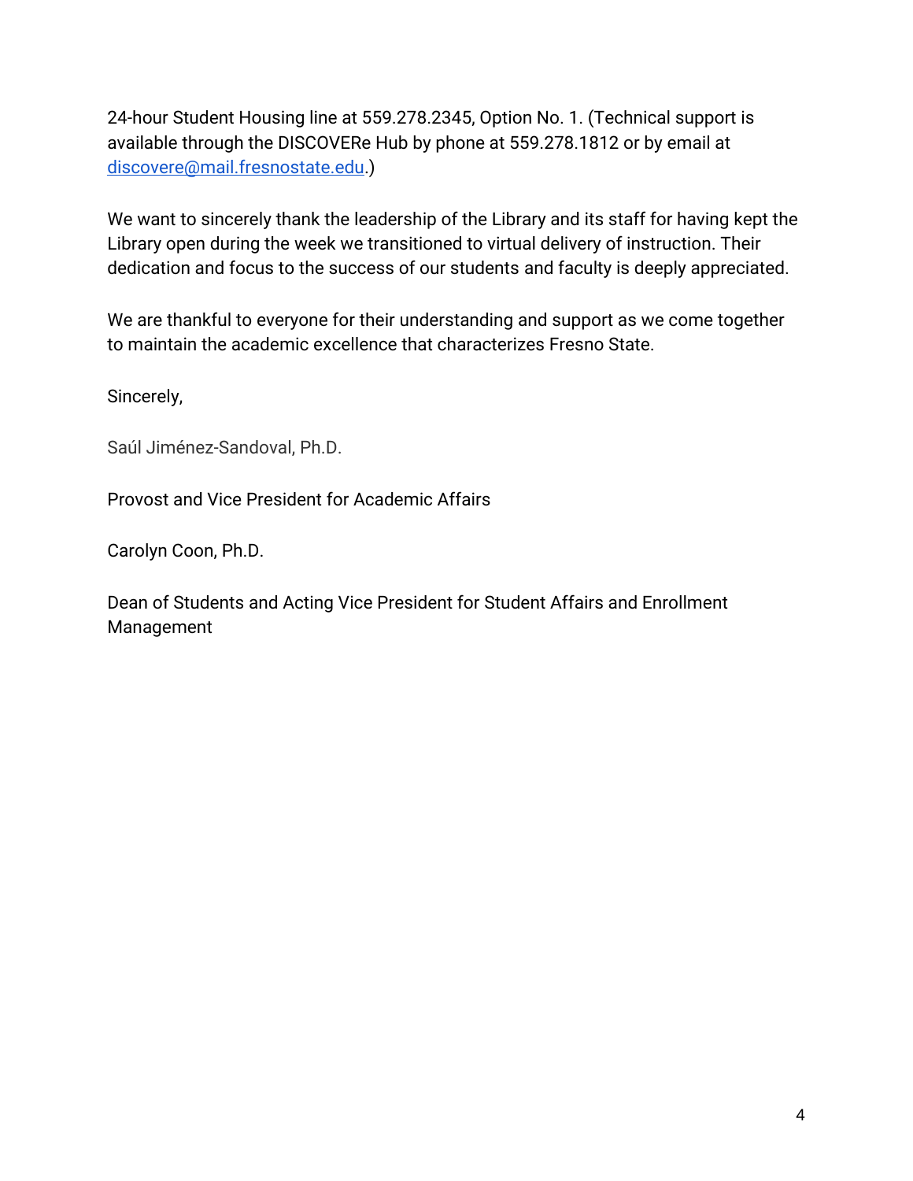24-hour Student Housing line at 559.278.2345, Option No. 1. (Technical support is available through the DISCOVERe Hub by phone at 559.278.1812 or by email at [discovere@mail.fresnostate.edu](mailto:discovere@mail.fresnostate.edu).)

We want to sincerely thank the leadership of the Library and its staff for having kept the Library open during the week we transitioned to virtual delivery of instruction. Their dedication and focus to the success of our students and faculty is deeply appreciated.

We are thankful to everyone for their understanding and support as we come together to maintain the academic excellence that characterizes Fresno State.

Sincerely,

Saúl Jiménez-Sandoval, Ph.D.

Provost and Vice President for Academic Affairs

Carolyn Coon, Ph.D.

Dean of Students and Acting Vice President for Student Affairs and Enrollment Management